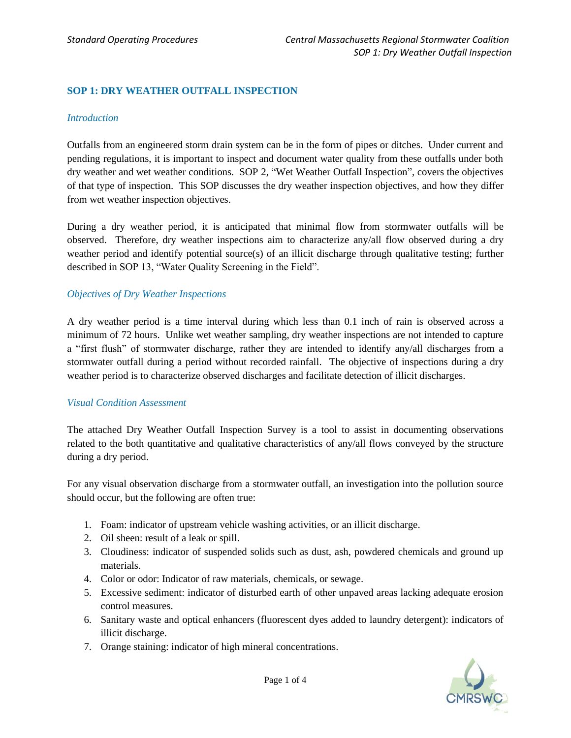## SOP 1: DRY WEATHER OUTFALL INSPECTION

### *Introduction*

Outfalls from an engineered storm drain system can be in the form of pipes or ditches. Under current and pending regulations, it is important to inspect and document water quality from these outfalls under both dry weather and wet weather conditions. SOP 2, "Wet Weather Outfall Inspection", covers the objectives of that type of inspection. This SOP discusses the dry weather inspection objectives, and how they differ from wet weather inspection objectives.

During a dry weather period, it is anticipated that minimal flow from stormwater outfalls will be observed. Therefore, dry weather inspections aim to characterize any/all flow observed during a dry weather period and identify potential source(s) of an illicit discharge through qualitative testing; further described in SOP 13, "Water Quality Screening in the Field".

### *Objectives of Dry Weather Inspections*

A dry weather period is a time interval during which less than 0.1 inch of rain is observed across a minimum of 72 hours. Unlike wet weather sampling, dry weather inspections are not intended to capture a "first flush" of stormwater discharge, rather they are intended to identify any/all discharges from a stormwater outfall during a period without recorded rainfall. The objective of inspections during a dry weather period is to characterize observed discharges and facilitate detection of illicit discharges.

### *Visual Condition Assessment*

The attached Dry Weather Outfall Inspection Survey is a tool to assist in documenting observations related to the both quantitative and qualitative characteristics of any/all flows conveyed by the structure during a dry period.

For any visual observation discharge from a stormwater outfall, an investigation into the pollution source should occur, but the following are often true:

1. Foam: indicator of upstream vehicle washing activities, or an illicit discharge.
2. Oil sheen: result of a leak or spill.
3. Cloudiness: indicator of suspended solids such as dust, ash, powdered chemicals and ground up materials.
4. Color or odor: Indicator of raw materials, chemicals, or sewage.
5. Excessive sediment: indicator of disturbed earth of other unpaved areas lacking adequate erosion control measures.
6. Sanitary waste and optical enhancers (fluorescent dyes added to laundry detergent): indicators of illicit discharge.
7. Orange staining: indicator of high mineral concentrations.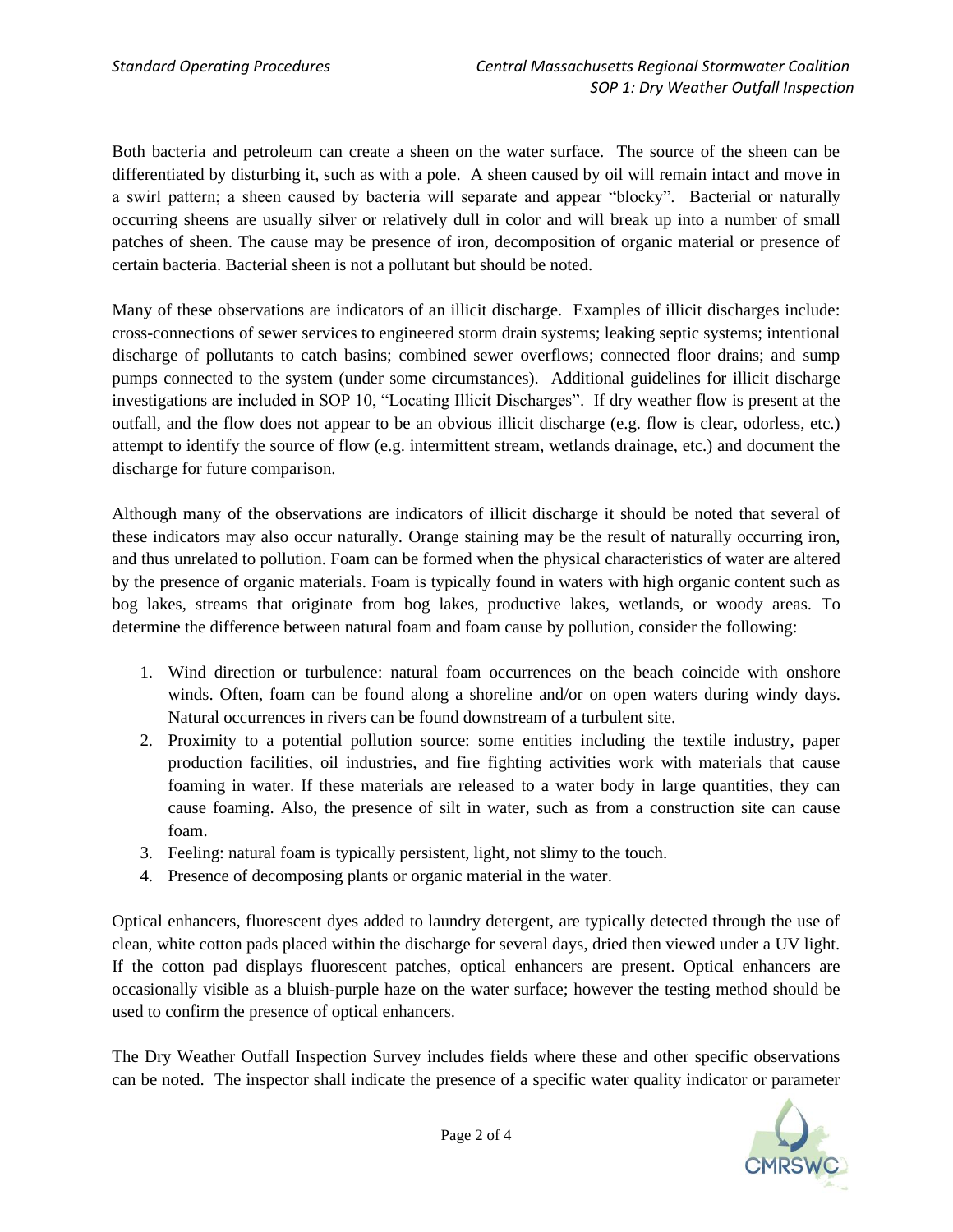Both bacteria and petroleum can create a sheen on the water surface. The source of the sheen can be differentiated by disturbing it, such as with a pole. A sheen caused by oil will remain intact and move in a swirl pattern; a sheen caused by bacteria will separate and appear "blocky". Bacterial or naturally occurring sheens are usually silver or relatively dull in color and will break up into a number of small patches of sheen. The cause may be presence of iron, decomposition of organic material or presence of certain bacteria. Bacterial sheen is not a pollutant but should be noted.

Many of these observations are indicators of an illicit discharge. Examples of illicit discharges include: cross-connections of sewer services to engineered storm drain systems; leaking septic systems; intentional discharge of pollutants to catch basins; combined sewer overflows; connected floor drains; and sump pumps connected to the system (under some circumstances). Additional guidelines for illicit discharge investigations are included in SOP 10, "Locating Illicit Discharges". If dry weather flow is present at the outfall, and the flow does not appear to be an obvious illicit discharge (e.g. flow is clear, odorless, etc.) attempt to identify the source of flow (e.g. intermittent stream, wetlands drainage, etc.) and document the discharge for future comparison.

Although many of the observations are indicators of illicit discharge it should be noted that several of these indicators may also occur naturally. Orange staining may be the result of naturally occurring iron, and thus unrelated to pollution. Foam can be formed when the physical characteristics of water are altered by the presence of organic materials. Foam is typically found in waters with high organic content such as bog lakes, streams that originate from bog lakes, productive lakes, wetlands, or woody areas. To determine the difference between natural foam and foam cause by pollution, consider the following:

1. Wind direction or turbulence: natural foam occurrences on the beach coincide with onshore winds. Often, foam can be found along a shoreline and/or on open waters during windy days. Natural occurrences in rivers can be found downstream of a turbulent site.
2. Proximity to a potential pollution source: some entities including the textile industry, paper production facilities, oil industries, and fire fighting activities work with materials that cause foaming in water. If these materials are released to a water body in large quantities, they can cause foaming. Also, the presence of silt in water, such as from a construction site can cause foam.
3. Feeling: natural foam is typically persistent, light, not slimy to the touch.
4. Presence of decomposing plants or organic material in the water.

Optical enhancers, fluorescent dyes added to laundry detergent, are typically detected through the use of clean, white cotton pads placed within the discharge for several days, dried then viewed under a UV light. If the cotton pad displays fluorescent patches, optical enhancers are present. Optical enhancers are occasionally visible as a bluish-purple haze on the water surface; however the testing method should be used to confirm the presence of optical enhancers.

The Dry Weather Outfall Inspection Survey includes fields where these and other specific observations can be noted. The inspector shall indicate the presence of a specific water quality indicator or parameter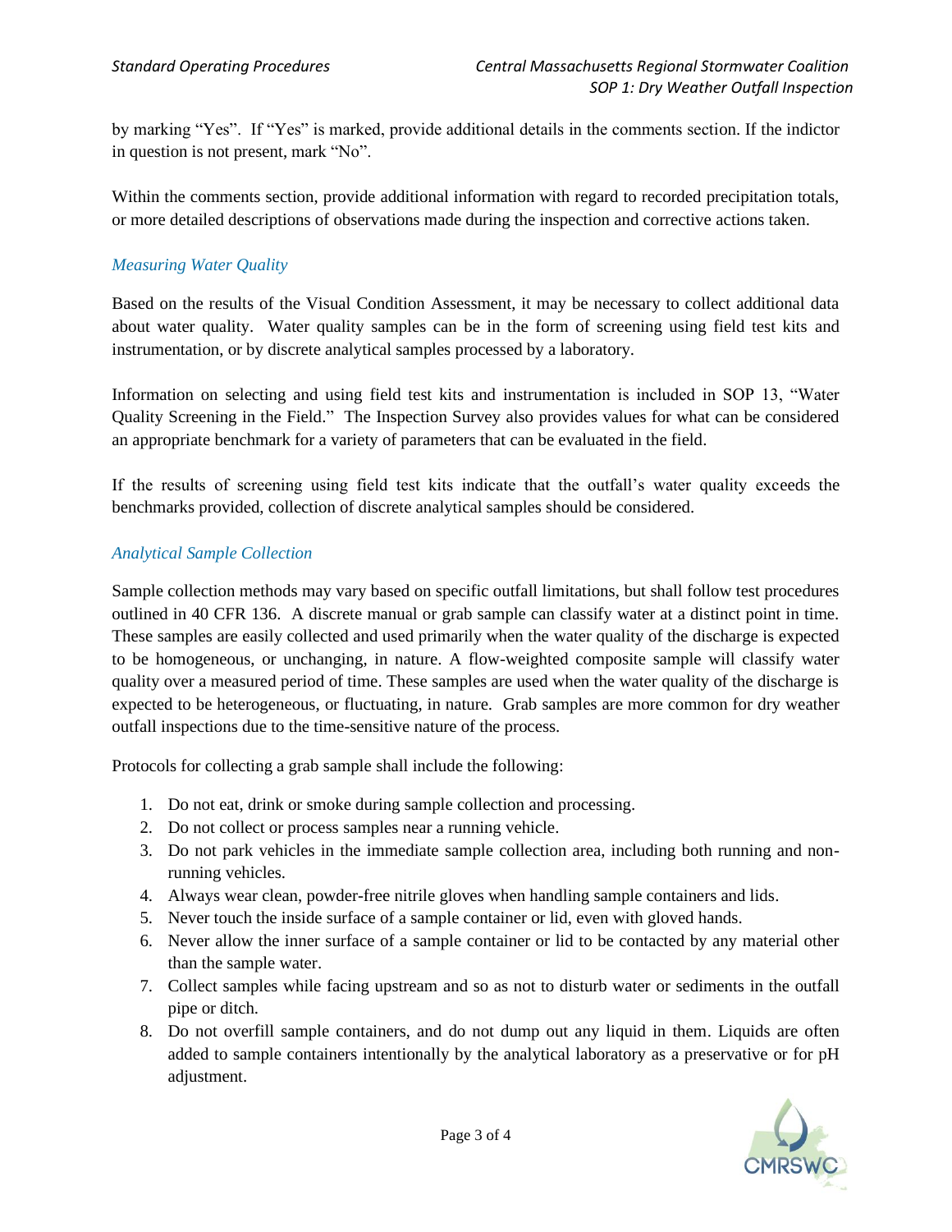by marking "Yes". If "Yes" is marked, provide additional details in the comments section. If the indictor in question is not present, mark "No".

Within the comments section, provide additional information with regard to recorded precipitation totals, or more detailed descriptions of observations made during the inspection and corrective actions taken.

### *Measuring Water Quality*

Based on the results of the Visual Condition Assessment, it may be necessary to collect additional data about water quality. Water quality samples can be in the form of screening using field test kits and instrumentation, or by discrete analytical samples processed by a laboratory.

Information on selecting and using field test kits and instrumentation is included in SOP 13, "Water Quality Screening in the Field." The Inspection Survey also provides values for what can be considered an appropriate benchmark for a variety of parameters that can be evaluated in the field.

If the results of screening using field test kits indicate that the outfall's water quality exceeds the benchmarks provided, collection of discrete analytical samples should be considered.

### *Analytical Sample Collection*

Sample collection methods may vary based on specific outfall limitations, but shall follow test procedures outlined in 40 CFR 136. A discrete manual or grab sample can classify water at a distinct point in time. These samples are easily collected and used primarily when the water quality of the discharge is expected to be homogeneous, or unchanging, in nature. A flow-weighted composite sample will classify water quality over a measured period of time. These samples are used when the water quality of the discharge is expected to be heterogeneous, or fluctuating, in nature. Grab samples are more common for dry weather outfall inspections due to the time-sensitive nature of the process.

Protocols for collecting a grab sample shall include the following:

1. Do not eat, drink or smoke during sample collection and processing.
2. Do not collect or process samples near a running vehicle.
3. Do not park vehicles in the immediate sample collection area, including both running and non-running vehicles.
4. Always wear clean, powder-free nitrile gloves when handling sample containers and lids.
5. Never touch the inside surface of a sample container or lid, even with gloved hands.
6. Never allow the inner surface of a sample container or lid to be contacted by any material other than the sample water.
7. Collect samples while facing upstream and so as not to disturb water or sediments in the outfall pipe or ditch.
8. Do not overfill sample containers, and do not dump out any liquid in them. Liquids are often added to sample containers intentionally by the analytical laboratory as a preservative or for pH adjustment.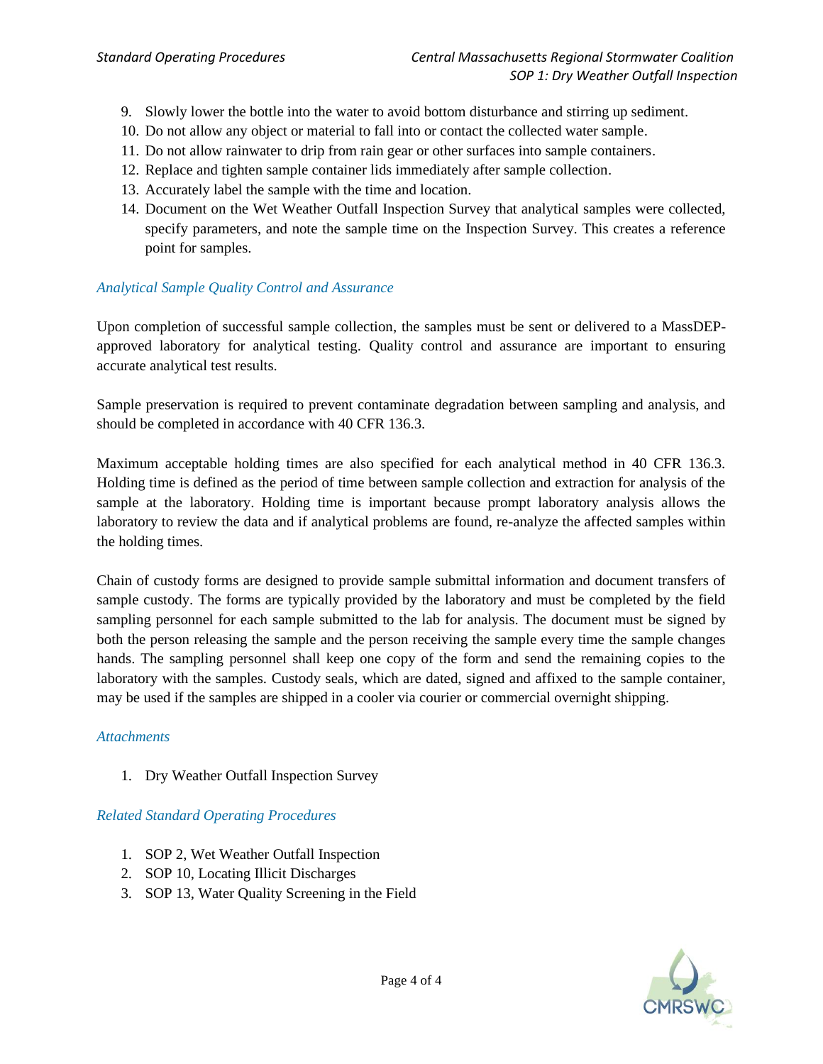9. Slowly lower the bottle into the water to avoid bottom disturbance and stirring up sediment.
10. Do not allow any object or material to fall into or contact the collected water sample.
11. Do not allow rainwater to drip from rain gear or other surfaces into sample containers.
12. Replace and tighten sample container lids immediately after sample collection.
13. Accurately label the sample with the time and location.
14. Document on the Wet Weather Outfall Inspection Survey that analytical samples were collected, specify parameters, and note the sample time on the Inspection Survey. This creates a reference point for samples.

### *Analytical Sample Quality Control and Assurance*

Upon completion of successful sample collection, the samples must be sent or delivered to a MassDEP-approved laboratory for analytical testing. Quality control and assurance are important to ensuring accurate analytical test results.

Sample preservation is required to prevent contaminate degradation between sampling and analysis, and should be completed in accordance with 40 CFR 136.3.

Maximum acceptable holding times are also specified for each analytical method in 40 CFR 136.3. Holding time is defined as the period of time between sample collection and extraction for analysis of the sample at the laboratory. Holding time is important because prompt laboratory analysis allows the laboratory to review the data and if analytical problems are found, re-analyze the affected samples within the holding times.

Chain of custody forms are designed to provide sample submittal information and document transfers of sample custody. The forms are typically provided by the laboratory and must be completed by the field sampling personnel for each sample submitted to the lab for analysis. The document must be signed by both the person releasing the sample and the person receiving the sample every time the sample changes hands. The sampling personnel shall keep one copy of the form and send the remaining copies to the laboratory with the samples. Custody seals, which are dated, signed and affixed to the sample container, may be used if the samples are shipped in a cooler via courier or commercial overnight shipping.

### *Attachments*

1. Dry Weather Outfall Inspection Survey

### *Related Standard Operating Procedures*

1. SOP 2, Wet Weather Outfall Inspection
2. SOP 10, Locating Illicit Discharges
3. SOP 13, Water Quality Screening in the Field